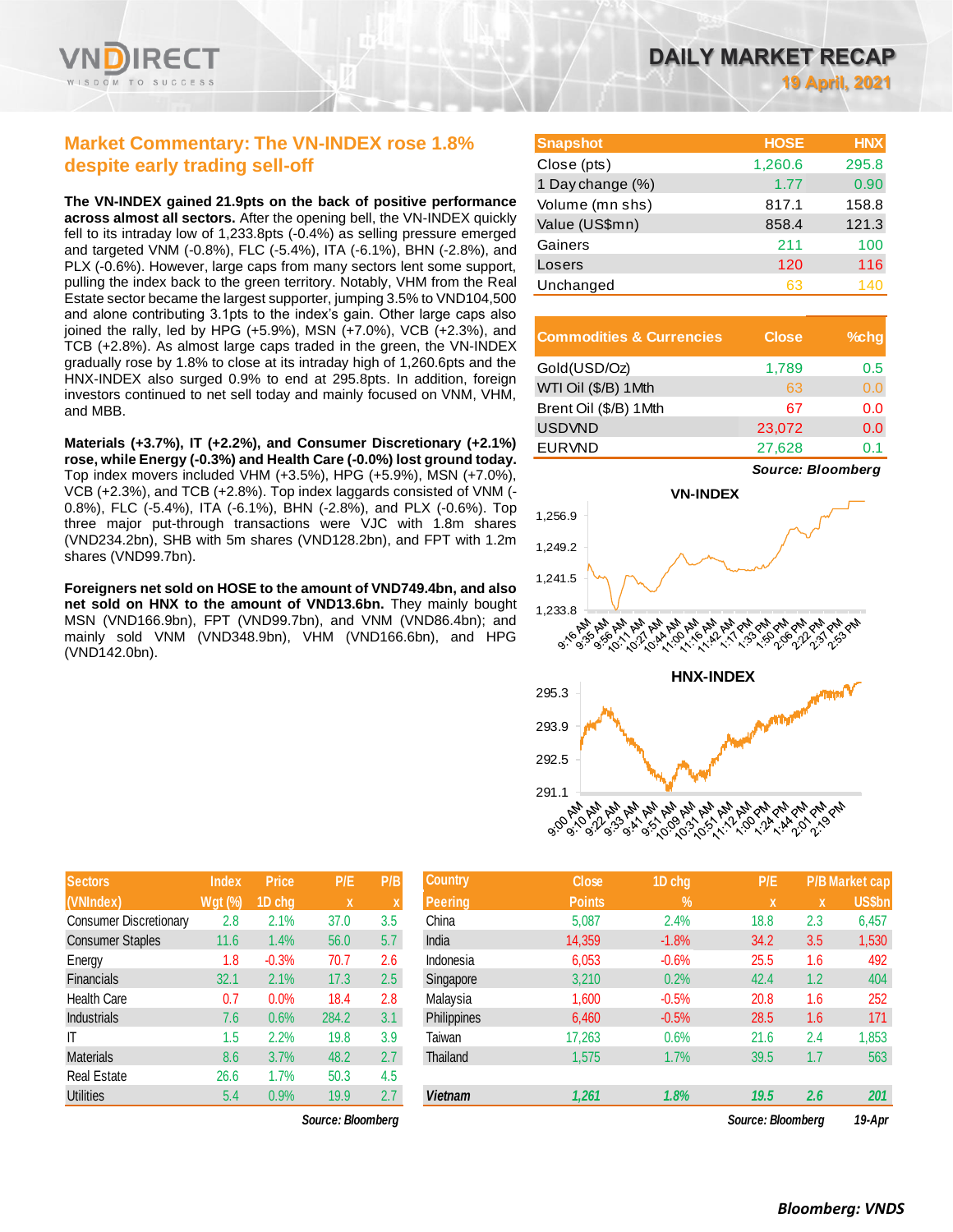# DAILY MARKET RECAP

19 April, 2021

## Market Commentary: The VN-INDEX rose 1.8% despite early trading sell-off

**The VN-INDEX gained 21.9pts on the back of positive performance across almost all sectors.** After the opening bell, the VN-INDEX quickly fell to its intraday low of 1,233.8pts (-0.4%) as selling pressure emerged and targeted VNM (-0.8%), FLC (-5.4%), ITA (-6.1%), BHN (-2.8%), and PLX (-0.6%). However, large caps from many sectors lent some support, pulling the index back to the green territory. Notably, VHM from the Real Estate sector became the largest supporter, jumping 3.5% to VND104,500 and alone contributing 3.1pts to the index's gain. Other large caps also joined the rally, led by HPG (+5.9%), MSN (+7.0%), VCB (+2.3%), and TCB (+2.8%). As almost large caps traded in the green, the VN-INDEX gradually rose by 1.8% to close at its intraday high of 1,260.6pts and the HNX-INDEX also surged 0.9% to end at 295.8pts. In addition, foreign investors continued to net sell today and mainly focused on VNM, VHM, and MBB.

**Materials (+3.7%), IT (+2.2%), and Consumer Discretionary (+2.1%) rose, while Energy (-0.3%) and Health Care (-0.0%) lost ground today.** Top index movers included VHM (+3.5%), HPG (+5.9%), MSN (+7.0%), VCB (+2.3%), and TCB (+2.8%). Top index laggards consisted of VNM (-0.8%), FLC (-5.4%), ITA (-6.1%), BHN (-2.8%), and PLX (-0.6%). Top three major put-through transactions were VJC with 1.8m shares (VND234.2bn), SHB with 5m shares (VND128.2bn), and FPT with 1.2m shares (VND99.7bn).

**Foreigners net sold on HOSE to the amount of VND749.4bn, and also net sold on HNX to the amount of VND13.6bn.** They mainly bought MSN (VND166.9bn), FPT (VND99.7bn), and VNM (VND86.4bn); and mainly sold VNM (VND348.9bn), VHM (VND166.6bn), and HPG (VND142.0bn).

| Snapshot | HOSE | HNX |
|---|---|---|
| Close (pts) | 1,260.6 | 295.8 |
| 1 Day change (%) | 1.77 | 0.90 |
| Volume (mn shs) | 817.1 | 158.8 |
| Value (US$mn) | 858.4 | 121.3 |
| Gainers | 211 | 100 |
| Losers | 120 | 116 |
| Unchanged | 63 | 140 |

| Commodities & Currencies | Close | %chg |
|---|---|---|
| Gold(USD/Oz) | 1,789 | 0.5 |
| WTI Oil ($/B) 1Mth | 63 | 0.0 |
| Brent Oil ($/B) 1Mth | 67 | 0.0 |
| USDVND | 23,072 | 0.0 |
| EURVND | 27,628 | 0.1 |

*Source: Bloomberg*

**VN-INDEX**

**HNX-INDEX**

| Sectors (VNIndex) | Index Wgt (%) | Price 1D chg | P/E x | P/B x |
|---|---|---|---|---|
| Consumer Discretionary | 2.8 | 2.1% | 37.0 | 3.5 |
| Consumer Staples | 11.6 | 1.4% | 56.0 | 5.7 |
| Energy | 1.8 | -0.3% | 70.7 | 2.6 |
| Financials | 32.1 | 2.1% | 17.3 | 2.5 |
| Health Care | 0.7 | 0.0% | 18.4 | 2.8 |
| Industrials | 7.6 | 0.6% | 284.2 | 3.1 |
| IT | 1.5 | 2.2% | 19.8 | 3.9 |
| Materials | 8.6 | 3.7% | 48.2 | 2.7 |
| Real Estate | 26.6 | 1.7% | 50.3 | 4.5 |
| Utilities | 5.4 | 0.9% | 19.9 | 2.7 |

*Source: Bloomberg*

| Country Peering | Close Points | 1D chg % | P/E x | P/B x | Market cap US$bn |
|---|---|---|---|---|---|
| China | 5,087 | 2.4% | 18.8 | 2.3 | 6,457 |
| India | 14,359 | -1.8% | 34.2 | 3.5 | 1,530 |
| Indonesia | 6,053 | -0.6% | 25.5 | 1.6 | 492 |
| Singapore | 3,210 | 0.2% | 42.4 | 1.2 | 404 |
| Malaysia | 1,600 | -0.5% | 20.8 | 1.6 | 252 |
| Philippines | 6,460 | -0.5% | 28.5 | 1.6 | 171 |
| Taiwan | 17,263 | 0.6% | 21.6 | 2.4 | 1,853 |
| Thailand | 1,575 | 1.7% | 39.5 | 1.7 | 563 |
| ***Vietnam*** | ***1,261*** | ***1.8%*** | ***19.5*** | ***2.6*** | ***201*** |

*Source: Bloomberg* *19-Apr*

***Bloomberg: VNDS***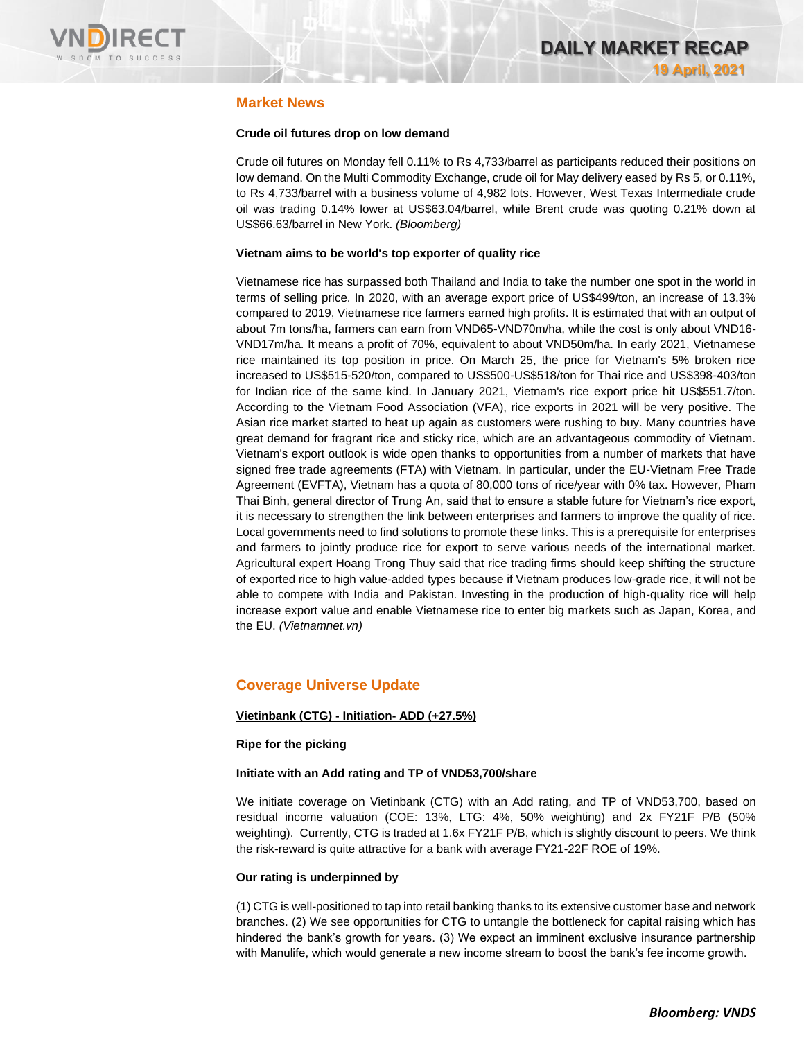## Market News

**Crude oil futures drop on low demand**

Crude oil futures on Monday fell 0.11% to Rs 4,733/barrel as participants reduced their positions on low demand. On the Multi Commodity Exchange, crude oil for May delivery eased by Rs 5, or 0.11%, to Rs 4,733/barrel with a business volume of 4,982 lots. However, West Texas Intermediate crude oil was trading 0.14% lower at US$63.04/barrel, while Brent crude was quoting 0.21% down at US$66.63/barrel in New York. *(Bloomberg)*

**Vietnam aims to be world's top exporter of quality rice**

Vietnamese rice has surpassed both Thailand and India to take the number one spot in the world in terms of selling price. In 2020, with an average export price of US$499/ton, an increase of 13.3% compared to 2019, Vietnamese rice farmers earned high profits. It is estimated that with an output of about 7m tons/ha, farmers can earn from VND65-VND70m/ha, while the cost is only about VND16-VND17m/ha. It means a profit of 70%, equivalent to about VND50m/ha. In early 2021, Vietnamese rice maintained its top position in price. On March 25, the price for Vietnam's 5% broken rice increased to US$515-520/ton, compared to US$500-US$518/ton for Thai rice and US$398-403/ton for Indian rice of the same kind. In January 2021, Vietnam's rice export price hit US$551.7/ton. According to the Vietnam Food Association (VFA), rice exports in 2021 will be very positive. The Asian rice market started to heat up again as customers were rushing to buy. Many countries have great demand for fragrant rice and sticky rice, which are an advantageous commodity of Vietnam. Vietnam's export outlook is wide open thanks to opportunities from a number of markets that have signed free trade agreements (FTA) with Vietnam. In particular, under the EU-Vietnam Free Trade Agreement (EVFTA), Vietnam has a quota of 80,000 tons of rice/year with 0% tax. However, Pham Thai Binh, general director of Trung An, said that to ensure a stable future for Vietnam's rice export, it is necessary to strengthen the link between enterprises and farmers to improve the quality of rice. Local governments need to find solutions to promote these links. This is a prerequisite for enterprises and farmers to jointly produce rice for export to serve various needs of the international market. Agricultural expert Hoang Trong Thuy said that rice trading firms should keep shifting the structure of exported rice to high value-added types because if Vietnam produces low-grade rice, it will not be able to compete with India and Pakistan. Investing in the production of high-quality rice will help increase export value and enable Vietnamese rice to enter big markets such as Japan, Korea, and the EU. *(Vietnamnet.vn)*

## Coverage Universe Update

**Vietinbank (CTG) - Initiation- ADD (+27.5%)**

**Ripe for the picking**

**Initiate with an Add rating and TP of VND53,700/share**

We initiate coverage on Vietinbank (CTG) with an Add rating, and TP of VND53,700, based on residual income valuation (COE: 13%, LTG: 4%, 50% weighting) and 2x FY21F P/B (50% weighting). Currently, CTG is traded at 1.6x FY21F P/B, which is slightly discount to peers. We think the risk-reward is quite attractive for a bank with average FY21-22F ROE of 19%.

**Our rating is underpinned by**

(1) CTG is well-positioned to tap into retail banking thanks to its extensive customer base and network branches. (2) We see opportunities for CTG to untangle the bottleneck for capital raising which has hindered the bank's growth for years. (3) We expect an imminent exclusive insurance partnership with Manulife, which would generate a new income stream to boost the bank's fee income growth.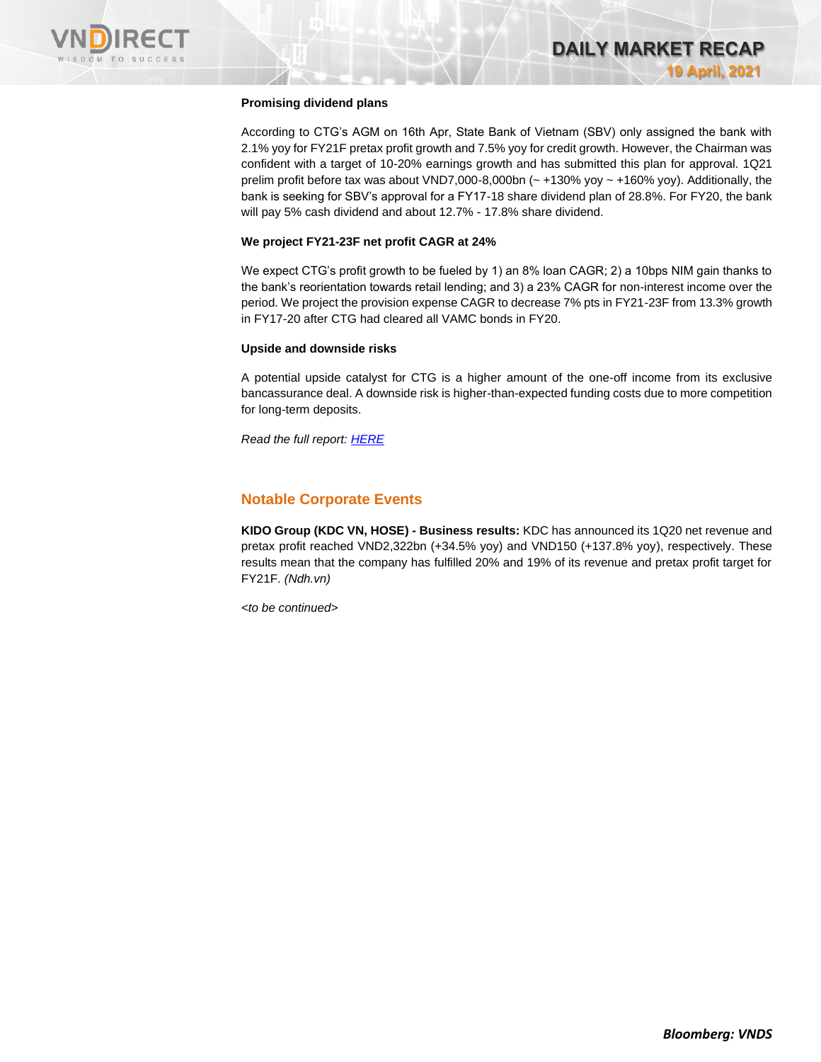**Promising dividend plans**

According to CTG's AGM on 16th Apr, State Bank of Vietnam (SBV) only assigned the bank with 2.1% yoy for FY21F pretax profit growth and 7.5% yoy for credit growth. However, the Chairman was confident with a target of 10-20% earnings growth and has submitted this plan for approval. 1Q21 prelim profit before tax was about VND7,000-8,000bn (~ +130% yoy ~ +160% yoy). Additionally, the bank is seeking for SBV's approval for a FY17-18 share dividend plan of 28.8%. For FY20, the bank will pay 5% cash dividend and about 12.7% - 17.8% share dividend.

**We project FY21-23F net profit CAGR at 24%**

We expect CTG's profit growth to be fueled by 1) an 8% loan CAGR; 2) a 10bps NIM gain thanks to the bank's reorientation towards retail lending; and 3) a 23% CAGR for non-interest income over the period. We project the provision expense CAGR to decrease 7% pts in FY21-23F from 13.3% growth in FY17-20 after CTG had cleared all VAMC bonds in FY20.

**Upside and downside risks**

A potential upside catalyst for CTG is a higher amount of the one-off income from its exclusive bancassurance deal. A downside risk is higher-than-expected funding costs due to more competition for long-term deposits.

*Read the full report: [HERE](#)*

## Notable Corporate Events

**KIDO Group (KDC VN, HOSE) - Business results:** KDC has announced its 1Q20 net revenue and pretax profit reached VND2,322bn (+34.5% yoy) and VND150 (+137.8% yoy), respectively. These results mean that the company has fulfilled 20% and 19% of its revenue and pretax profit target for FY21F. *(Ndh.vn)*

*<to be continued>*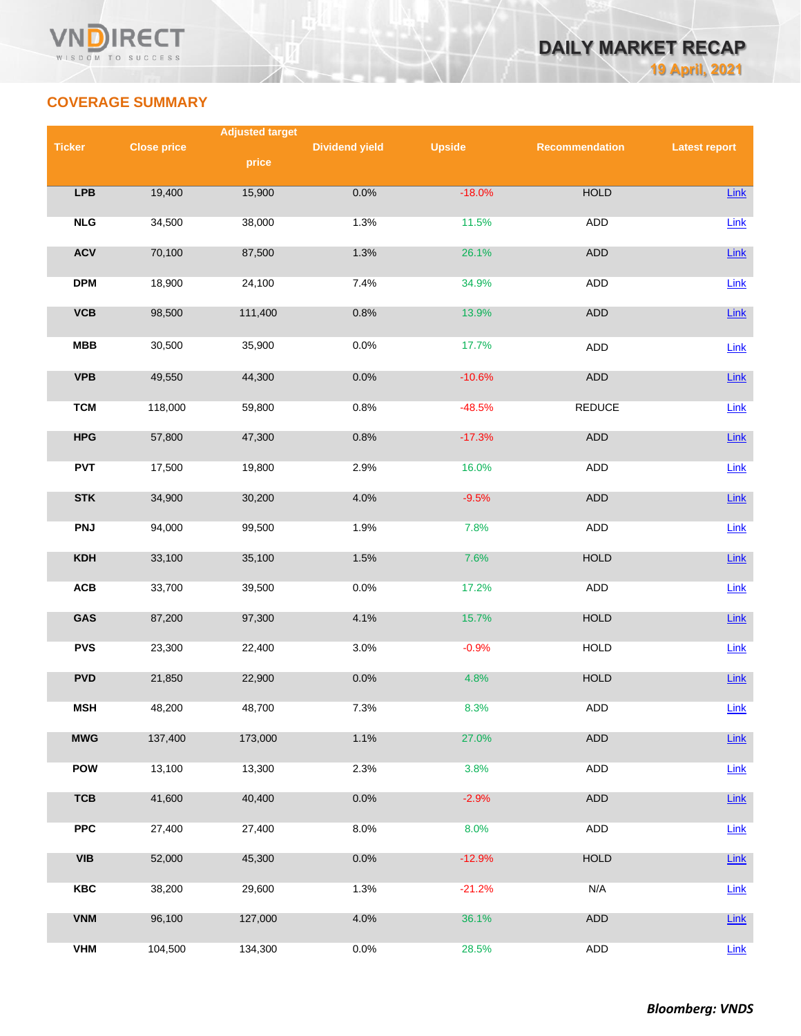## COVERAGE SUMMARY

| Ticker | Close price | Adjusted target price | Dividend yield | Upside | Recommendation | Latest report |
|---|---|---|---|---|---|---|
| LPB | 19,400 | 15,900 | 0.0% | -18.0% | HOLD | Link |
| NLG | 34,500 | 38,000 | 1.3% | 11.5% | ADD | Link |
| ACV | 70,100 | 87,500 | 1.3% | 26.1% | ADD | Link |
| DPM | 18,900 | 24,100 | 7.4% | 34.9% | ADD | Link |
| VCB | 98,500 | 111,400 | 0.8% | 13.9% | ADD | Link |
| MBB | 30,500 | 35,900 | 0.0% | 17.7% | ADD | Link |
| VPB | 49,550 | 44,300 | 0.0% | -10.6% | ADD | Link |
| TCM | 118,000 | 59,800 | 0.8% | -48.5% | REDUCE | Link |
| HPG | 57,800 | 47,300 | 0.8% | -17.3% | ADD | Link |
| PVT | 17,500 | 19,800 | 2.9% | 16.0% | ADD | Link |
| STK | 34,900 | 30,200 | 4.0% | -9.5% | ADD | Link |
| PNJ | 94,000 | 99,500 | 1.9% | 7.8% | ADD | Link |
| KDH | 33,100 | 35,100 | 1.5% | 7.6% | HOLD | Link |
| ACB | 33,700 | 39,500 | 0.0% | 17.2% | ADD | Link |
| GAS | 87,200 | 97,300 | 4.1% | 15.7% | HOLD | Link |
| PVS | 23,300 | 22,400 | 3.0% | -0.9% | HOLD | Link |
| PVD | 21,850 | 22,900 | 0.0% | 4.8% | HOLD | Link |
| MSH | 48,200 | 48,700 | 7.3% | 8.3% | ADD | Link |
| MWG | 137,400 | 173,000 | 1.1% | 27.0% | ADD | Link |
| POW | 13,100 | 13,300 | 2.3% | 3.8% | ADD | Link |
| TCB | 41,600 | 40,400 | 0.0% | -2.9% | ADD | Link |
| PPC | 27,400 | 27,400 | 8.0% | 8.0% | ADD | Link |
| VIB | 52,000 | 45,300 | 0.0% | -12.9% | HOLD | Link |
| KBC | 38,200 | 29,600 | 1.3% | -21.2% | N/A | Link |
| VNM | 96,100 | 127,000 | 4.0% | 36.1% | ADD | Link |
| VHM | 104,500 | 134,300 | 0.0% | 28.5% | ADD | Link |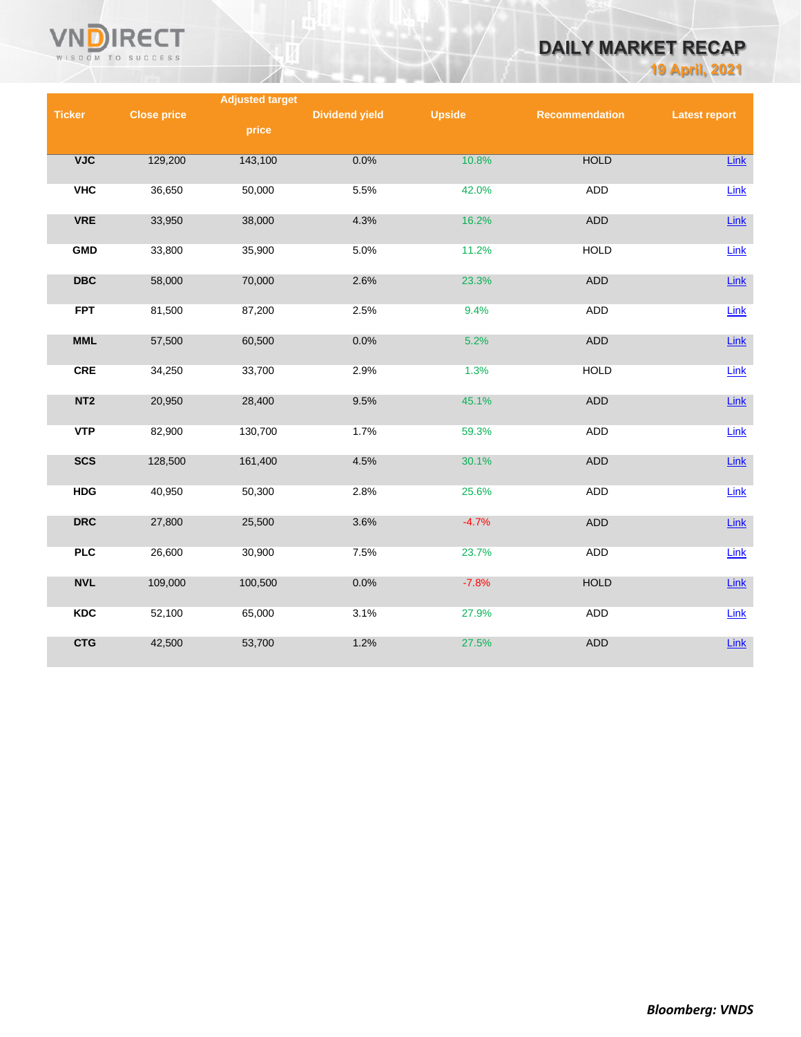| Ticker | Close price | Adjusted target price | Dividend yield | Upside | Recommendation | Latest report |
|---|---|---|---|---|---|---|
| VJC | 129,200 | 143,100 | 0.0% | 10.8% | HOLD | Link |
| VHC | 36,650 | 50,000 | 5.5% | 42.0% | ADD | Link |
| VRE | 33,950 | 38,000 | 4.3% | 16.2% | ADD | Link |
| GMD | 33,800 | 35,900 | 5.0% | 11.2% | HOLD | Link |
| DBC | 58,000 | 70,000 | 2.6% | 23.3% | ADD | Link |
| FPT | 81,500 | 87,200 | 2.5% | 9.4% | ADD | Link |
| MML | 57,500 | 60,500 | 0.0% | 5.2% | ADD | Link |
| CRE | 34,250 | 33,700 | 2.9% | 1.3% | HOLD | Link |
| NT2 | 20,950 | 28,400 | 9.5% | 45.1% | ADD | Link |
| VTP | 82,900 | 130,700 | 1.7% | 59.3% | ADD | Link |
| SCS | 128,500 | 161,400 | 4.5% | 30.1% | ADD | Link |
| HDG | 40,950 | 50,300 | 2.8% | 25.6% | ADD | Link |
| DRC | 27,800 | 25,500 | 3.6% | -4.7% | ADD | Link |
| PLC | 26,600 | 30,900 | 7.5% | 23.7% | ADD | Link |
| NVL | 109,000 | 100,500 | 0.0% | -7.8% | HOLD | Link |
| KDC | 52,100 | 65,000 | 3.1% | 27.9% | ADD | Link |
| CTG | 42,500 | 53,700 | 1.2% | 27.5% | ADD | Link |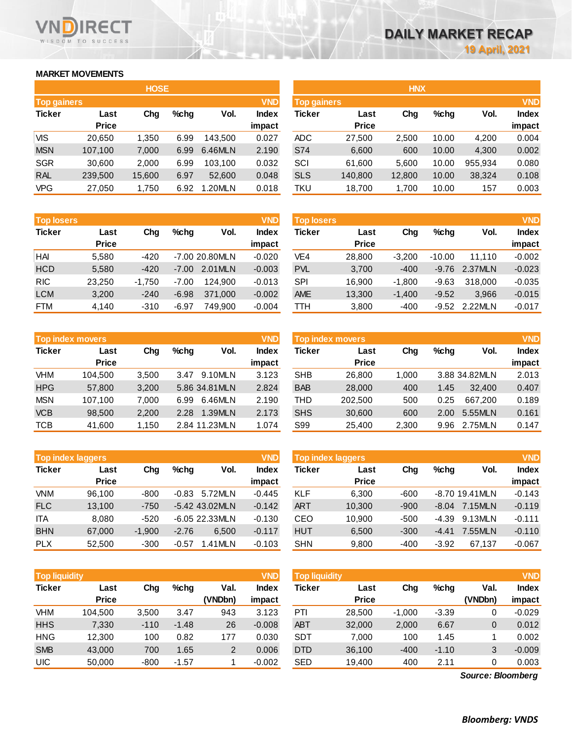# DAILY MARKET RECAP

**19 April, 2021**

## MARKET MOVEMENTS

### HOSE

**Top gainers** (VND)

| Ticker | Last Price | Chg | %chg | Vol. | Index impact |
|---|---|---|---|---|---|
| VIS | 20,650 | 1,350 | 6.99 | 143,500 | 0.027 |
| MSN | 107,100 | 7,000 | 6.99 | 6.46MLN | 2.190 |
| SGR | 30,600 | 2,000 | 6.99 | 103,100 | 0.032 |
| RAL | 239,500 | 15,600 | 6.97 | 52,600 | 0.048 |
| VPG | 27,050 | 1,750 | 6.92 | 1.20MLN | 0.018 |

**Top losers** (VND)

| Ticker | Last Price | Chg | %chg | Vol. | Index impact |
|---|---|---|---|---|---|
| HAI | 5,580 | -420 | -7.00 | 20.80MLN | -0.020 |
| HCD | 5,580 | -420 | -7.00 | 2.01MLN | -0.003 |
| RIC | 23,250 | -1,750 | -7.00 | 124,900 | -0.013 |
| LCM | 3,200 | -240 | -6.98 | 371,000 | -0.002 |
| FTM | 4,140 | -310 | -6.97 | 749,900 | -0.004 |

**Top index movers** (VND)

| Ticker | Last Price | Chg | %chg | Vol. | Index impact |
|---|---|---|---|---|---|
| VHM | 104,500 | 3,500 | 3.47 | 9.10MLN | 3.123 |
| HPG | 57,800 | 3,200 | 5.86 | 34.81MLN | 2.824 |
| MSN | 107,100 | 7,000 | 6.99 | 6.46MLN | 2.190 |
| VCB | 98,500 | 2,200 | 2.28 | 1.39MLN | 2.173 |
| TCB | 41,600 | 1,150 | 2.84 | 11.23MLN | 1.074 |

**Top index laggers** (VND)

| Ticker | Last Price | Chg | %chg | Vol. | Index impact |
|---|---|---|---|---|---|
| VNM | 96,100 | -800 | -0.83 | 5.72MLN | -0.445 |
| FLC | 13,100 | -750 | -5.42 | 43.02MLN | -0.142 |
| ITA | 8,080 | -520 | -6.05 | 22.33MLN | -0.130 |
| BHN | 67,000 | -1,900 | -2.76 | 6,500 | -0.117 |
| PLX | 52,500 | -300 | -0.57 | 1.41MLN | -0.103 |

**Top liquidity** (VND)

| Ticker | Last Price | Chg | %chg | Val. (VNDbn) | Index impact |
|---|---|---|---|---|---|
| VHM | 104,500 | 3,500 | 3.47 | 943 | 3.123 |
| HHS | 7,330 | -110 | -1.48 | 26 | -0.008 |
| HNG | 12,300 | 100 | 0.82 | 177 | 0.030 |
| SMB | 43,000 | 700 | 1.65 | 2 | 0.006 |
| UIC | 50,000 | -800 | -1.57 | 1 | -0.002 |

### HNX

**Top gainers** (VND)

| Ticker | Last Price | Chg | %chg | Vol. | Index impact |
|---|---|---|---|---|---|
| ADC | 27,500 | 2,500 | 10.00 | 4,200 | 0.004 |
| S74 | 6,600 | 600 | 10.00 | 4,300 | 0.002 |
| SCI | 61,600 | 5,600 | 10.00 | 955,934 | 0.080 |
| SLS | 140,800 | 12,800 | 10.00 | 38,324 | 0.108 |
| TKU | 18,700 | 1,700 | 10.00 | 157 | 0.003 |

**Top losers** (VND)

| Ticker | Last Price | Chg | %chg | Vol. | Index impact |
|---|---|---|---|---|---|
| VE4 | 28,800 | -3,200 | -10.00 | 11,110 | -0.002 |
| PVL | 3,700 | -400 | -9.76 | 2.37MLN | -0.023 |
| SPI | 16,900 | -1,800 | -9.63 | 318,000 | -0.035 |
| AME | 13,300 | -1,400 | -9.52 | 3,966 | -0.015 |
| TTH | 3,800 | -400 | -9.52 | 2.22MLN | -0.017 |

**Top index movers** (VND)

| Ticker | Last Price | Chg | %chg | Vol. | Index impact |
|---|---|---|---|---|---|
| SHB | 26,800 | 1,000 | 3.88 | 34.82MLN | 2.013 |
| BAB | 28,000 | 400 | 1.45 | 32,400 | 0.407 |
| THD | 202,500 | 500 | 0.25 | 667,200 | 0.189 |
| SHS | 30,600 | 600 | 2.00 | 5.55MLN | 0.161 |
| S99 | 25,400 | 2,300 | 9.96 | 2.75MLN | 0.147 |

**Top index laggers** (VND)

| Ticker | Last Price | Chg | %chg | Vol. | Index impact |
|---|---|---|---|---|---|
| KLF | 6,300 | -600 | -8.70 | 19.41MLN | -0.143 |
| ART | 10,300 | -900 | -8.04 | 7.15MLN | -0.119 |
| CEO | 10,900 | -500 | -4.39 | 9.13MLN | -0.111 |
| HUT | 6,500 | -300 | -4.41 | 7.55MLN | -0.110 |
| SHN | 9,800 | -400 | -3.92 | 67,137 | -0.067 |

**Top liquidity** (VND)

| Ticker | Last Price | Chg | %chg | Val. (VNDbn) | Index impact |
|---|---|---|---|---|---|
| PTI | 28,500 | -1,000 | -3.39 | 0 | -0.029 |
| ABT | 32,000 | 2,000 | 6.67 | 0 | 0.012 |
| SDT | 7,000 | 100 | 1.45 | 1 | 0.002 |
| DTD | 36,100 | -400 | -1.10 | 3 | -0.009 |
| SED | 19,400 | 400 | 2.11 | 0 | 0.003 |

*Source: Bloomberg*

*Bloomberg: VNDS*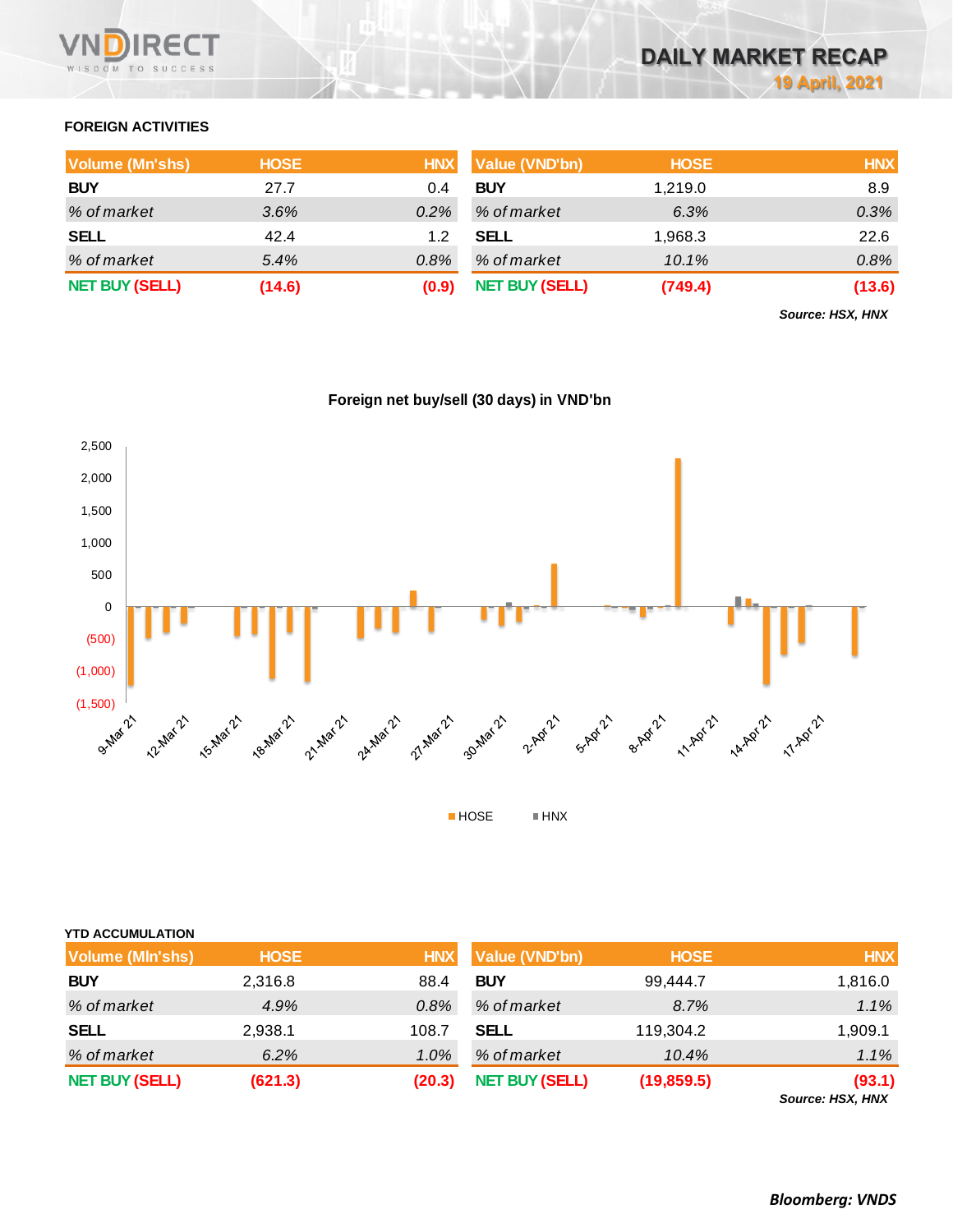## FOREIGN ACTIVITIES

| Volume (Mn'shs) | HOSE | HNX | Value (VND'bn) | HOSE | HNX |
|---|---|---|---|---|---|
| **BUY** | 27.7 | 0.4 | **BUY** | 1,219.0 | 8.9 |
| *% of market* | *3.6%* | *0.2%* | *% of market* | *6.3%* | *0.3%* |
| **SELL** | 42.4 | 1.2 | **SELL** | 1,968.3 | 22.6 |
| *% of market* | *5.4%* | *0.8%* | *% of market* | *10.1%* | *0.8%* |
| **NET BUY (SELL)** | **(14.6)** | **(0.9)** | **NET BUY (SELL)** | **(749.4)** | **(13.6)** |

***Source: HSX, HNX***

**Foreign net buy/sell (30 days) in VND'bn**

## YTD ACCUMULATION

| Volume (Mln'shs) | HOSE | HNX | Value (VND'bn) | HOSE | HNX |
|---|---|---|---|---|---|
| **BUY** | 2,316.8 | 88.4 | **BUY** | 99,444.7 | 1,816.0 |
| *% of market* | *4.9%* | *0.8%* | *% of market* | *8.7%* | *1.1%* |
| **SELL** | 2,938.1 | 108.7 | **SELL** | 119,304.2 | 1,909.1 |
| *% of market* | *6.2%* | *1.0%* | *% of market* | *10.4%* | *1.1%* |
| **NET BUY (SELL)** | **(621.3)** | **(20.3)** | **NET BUY (SELL)** | **(19,859.5)** | **(93.1)** |

***Source: HSX, HNX***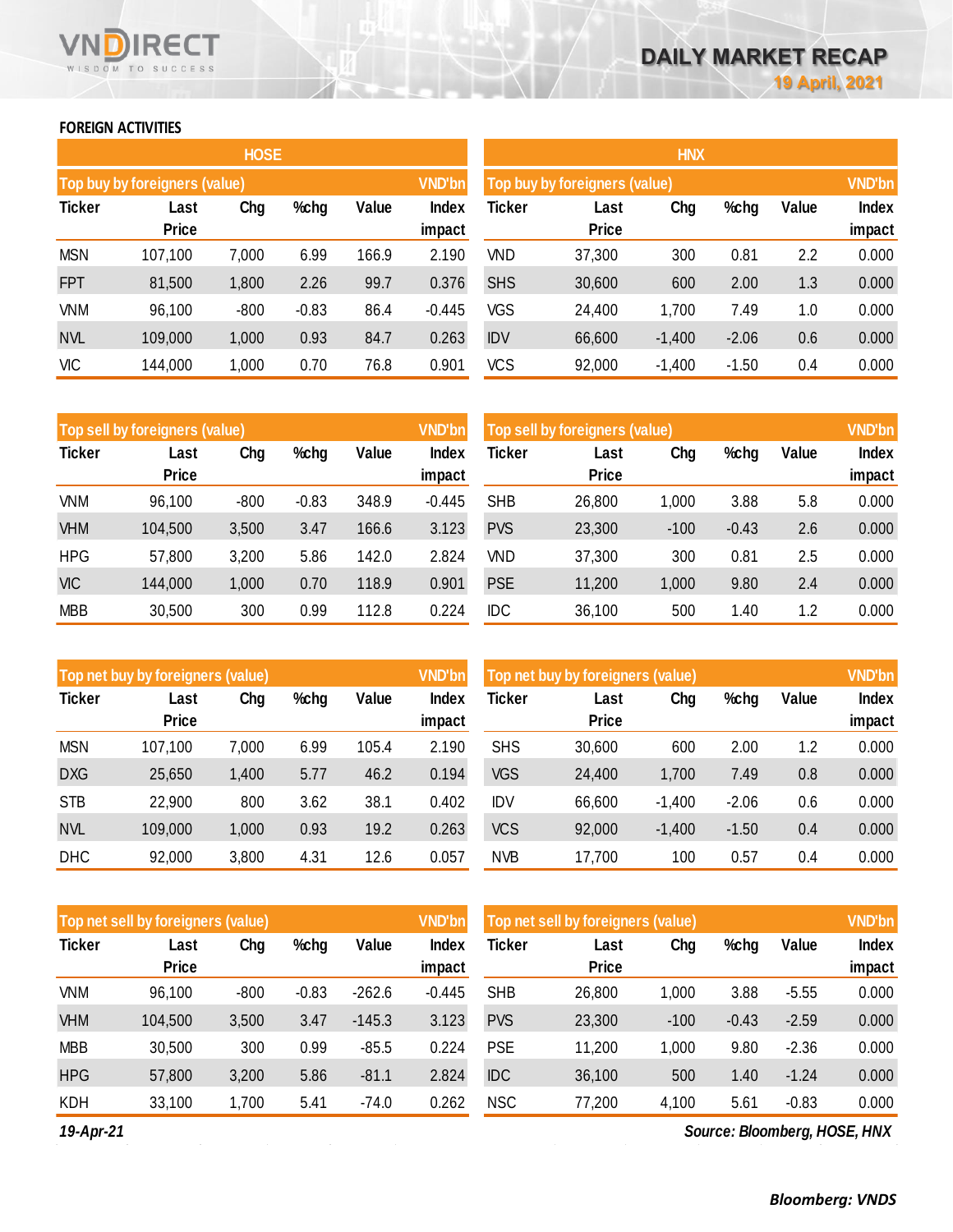## FOREIGN ACTIVITIES

### HOSE

| Top buy by foreigners (value) | | | | | VND'bn |
|---|---|---|---|---|---|
| Ticker | Last Price | Chg | %chg | Value | Index impact |
| MSN | 107,100 | 7,000 | 6.99 | 166.9 | 2.190 |
| FPT | 81,500 | 1,800 | 2.26 | 99.7 | 0.376 |
| VNM | 96,100 | -800 | -0.83 | 86.4 | -0.445 |
| NVL | 109,000 | 1,000 | 0.93 | 84.7 | 0.263 |
| VIC | 144,000 | 1,000 | 0.70 | 76.8 | 0.901 |

| Top sell by foreigners (value) | | | | | VND'bn |
|---|---|---|---|---|---|
| Ticker | Last Price | Chg | %chg | Value | Index impact |
| VNM | 96,100 | -800 | -0.83 | 348.9 | -0.445 |
| VHM | 104,500 | 3,500 | 3.47 | 166.6 | 3.123 |
| HPG | 57,800 | 3,200 | 5.86 | 142.0 | 2.824 |
| VIC | 144,000 | 1,000 | 0.70 | 118.9 | 0.901 |
| MBB | 30,500 | 300 | 0.99 | 112.8 | 0.224 |

| Top net buy by foreigners (value) | | | | | VND'bn |
|---|---|---|---|---|---|
| Ticker | Last Price | Chg | %chg | Value | Index impact |
| MSN | 107,100 | 7,000 | 6.99 | 105.4 | 2.190 |
| DXG | 25,650 | 1,400 | 5.77 | 46.2 | 0.194 |
| STB | 22,900 | 800 | 3.62 | 38.1 | 0.402 |
| NVL | 109,000 | 1,000 | 0.93 | 19.2 | 0.263 |
| DHC | 92,000 | 3,800 | 4.31 | 12.6 | 0.057 |

| Top net sell by foreigners (value) | | | | | VND'bn |
|---|---|---|---|---|---|
| Ticker | Last Price | Chg | %chg | Value | Index impact |
| VNM | 96,100 | -800 | -0.83 | -262.6 | -0.445 |
| VHM | 104,500 | 3,500 | 3.47 | -145.3 | 3.123 |
| MBB | 30,500 | 300 | 0.99 | -85.5 | 0.224 |
| HPG | 57,800 | 3,200 | 5.86 | -81.1 | 2.824 |
| KDH | 33,100 | 1,700 | 5.41 | -74.0 | 0.262 |

### HNX

| Top buy by foreigners (value) | | | | | VND'bn |
|---|---|---|---|---|---|
| Ticker | Last Price | Chg | %chg | Value | Index impact |
| VND | 37,300 | 300 | 0.81 | 2.2 | 0.000 |
| SHS | 30,600 | 600 | 2.00 | 1.3 | 0.000 |
| VGS | 24,400 | 1,700 | 7.49 | 1.0 | 0.000 |
| IDV | 66,600 | -1,400 | -2.06 | 0.6 | 0.000 |
| VCS | 92,000 | -1,400 | -1.50 | 0.4 | 0.000 |

| Top sell by foreigners (value) | | | | | VND'bn |
|---|---|---|---|---|---|
| Ticker | Last Price | Chg | %chg | Value | Index impact |
| SHB | 26,800 | 1,000 | 3.88 | 5.8 | 0.000 |
| PVS | 23,300 | -100 | -0.43 | 2.6 | 0.000 |
| VND | 37,300 | 300 | 0.81 | 2.5 | 0.000 |
| PSE | 11,200 | 1,000 | 9.80 | 2.4 | 0.000 |
| IDC | 36,100 | 500 | 1.40 | 1.2 | 0.000 |

| Top net buy by foreigners (value) | | | | | VND'bn |
|---|---|---|---|---|---|
| Ticker | Last Price | Chg | %chg | Value | Index impact |
| SHS | 30,600 | 600 | 2.00 | 1.2 | 0.000 |
| VGS | 24,400 | 1,700 | 7.49 | 0.8 | 0.000 |
| IDV | 66,600 | -1,400 | -2.06 | 0.6 | 0.000 |
| VCS | 92,000 | -1,400 | -1.50 | 0.4 | 0.000 |
| NVB | 17,700 | 100 | 0.57 | 0.4 | 0.000 |

| Top net sell by foreigners (value) | | | | | VND'bn |
|---|---|---|---|---|---|
| Ticker | Last Price | Chg | %chg | Value | Index impact |
| SHB | 26,800 | 1,000 | 3.88 | -5.55 | 0.000 |
| PVS | 23,300 | -100 | -0.43 | -2.59 | 0.000 |
| PSE | 11,200 | 1,000 | 9.80 | -2.36 | 0.000 |
| IDC | 36,100 | 500 | 1.40 | -1.24 | 0.000 |
| NSC | 77,200 | 4,100 | 5.61 | -0.83 | 0.000 |

*19-Apr-21* *Source: Bloomberg, HOSE, HNX*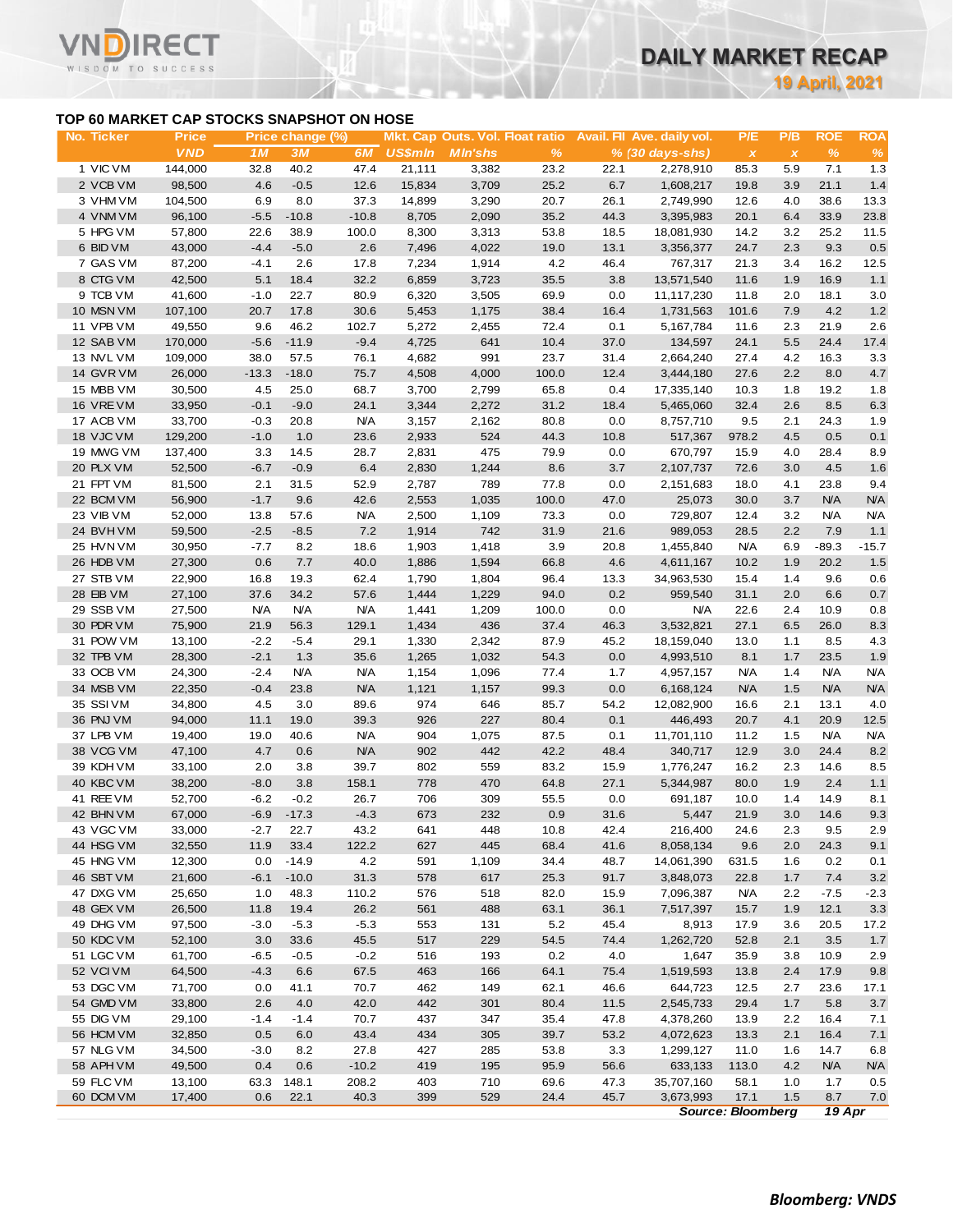# DAILY MARKET RECAP

**19 April, 2021**

## TOP 60 MARKET CAP STOCKS SNAPSHOT ON HOSE

| No. | Ticker | Price | Price change (%) | | | Mkt. Cap | Outs. Vol. | Float ratio | Avail. FII | Ave. daily vol. | P/E | P/B | ROE | ROA |
|---|---|---|---|---|---|---|---|---|---|---|---|---|---|---|
| | | VND | 1M | 3M | 6M | US$mln | Mln'shs | % | % | (30 days-shs) | x | x | % | % |
| 1 | VIC VM | 144,000 | 32.8 | 40.2 | 47.4 | 21,111 | 3,382 | 23.2 | 22.1 | 2,278,910 | 85.3 | 5.9 | 7.1 | 1.3 |
| 2 | VCB VM | 98,500 | 4.6 | -0.5 | 12.6 | 15,834 | 3,709 | 25.2 | 6.7 | 1,608,217 | 19.8 | 3.9 | 21.1 | 1.4 |
| 3 | VHM VM | 104,500 | 6.9 | 8.0 | 37.3 | 14,899 | 3,290 | 20.7 | 26.1 | 2,749,990 | 12.6 | 4.0 | 38.6 | 13.3 |
| 4 | VNM VM | 96,100 | -5.5 | -10.8 | -10.8 | 8,705 | 2,090 | 35.2 | 44.3 | 3,395,983 | 20.1 | 6.4 | 33.9 | 23.8 |
| 5 | HPG VM | 57,800 | 22.6 | 38.9 | 100.0 | 8,300 | 3,313 | 53.8 | 18.5 | 18,081,930 | 14.2 | 3.2 | 25.2 | 11.5 |
| 6 | BID VM | 43,000 | -4.4 | -5.0 | 2.6 | 7,496 | 4,022 | 19.0 | 13.1 | 3,356,377 | 24.7 | 2.3 | 9.3 | 0.5 |
| 7 | GAS VM | 87,200 | -4.1 | 2.6 | 17.8 | 7,234 | 1,914 | 4.2 | 46.4 | 767,317 | 21.3 | 3.4 | 16.2 | 12.5 |
| 8 | CTG VM | 42,500 | 5.1 | 18.4 | 32.2 | 6,859 | 3,723 | 35.5 | 3.8 | 13,571,540 | 11.6 | 1.9 | 16.9 | 1.1 |
| 9 | TCB VM | 41,600 | -1.0 | 22.7 | 80.9 | 6,320 | 3,505 | 69.9 | 0.0 | 11,117,230 | 11.8 | 2.0 | 18.1 | 3.0 |
| 10 | MSN VM | 107,100 | 20.7 | 17.8 | 30.6 | 5,453 | 1,175 | 38.4 | 16.4 | 1,731,563 | 101.6 | 7.9 | 4.2 | 1.2 |
| 11 | VPB VM | 49,550 | 9.6 | 46.2 | 102.7 | 5,272 | 2,455 | 72.4 | 0.1 | 5,167,784 | 11.6 | 2.3 | 21.9 | 2.6 |
| 12 | SAB VM | 170,000 | -5.6 | -11.9 | -9.4 | 4,725 | 641 | 10.4 | 37.0 | 134,597 | 24.1 | 5.5 | 24.4 | 17.4 |
| 13 | NVL VM | 109,000 | 38.0 | 57.5 | 76.1 | 4,682 | 991 | 23.7 | 31.4 | 2,664,240 | 27.4 | 4.2 | 16.3 | 3.3 |
| 14 | GVR VM | 26,000 | -13.3 | -18.0 | 75.7 | 4,508 | 4,000 | 100.0 | 12.4 | 3,444,180 | 27.6 | 2.2 | 8.0 | 4.7 |
| 15 | MBB VM | 30,500 | 4.5 | 25.0 | 68.7 | 3,700 | 2,799 | 65.8 | 0.4 | 17,335,140 | 10.3 | 1.8 | 19.2 | 1.8 |
| 16 | VRE VM | 33,950 | -0.1 | -9.0 | 24.1 | 3,344 | 2,272 | 31.2 | 18.4 | 5,465,060 | 32.4 | 2.6 | 8.5 | 6.3 |
| 17 | ACB VM | 33,700 | -0.3 | 20.8 | N/A | 3,157 | 2,162 | 80.8 | 0.0 | 8,757,710 | 9.5 | 2.1 | 24.3 | 1.9 |
| 18 | VJC VM | 129,200 | -1.0 | 1.0 | 23.6 | 2,933 | 524 | 44.3 | 10.8 | 517,367 | 978.2 | 4.5 | 0.5 | 0.1 |
| 19 | MWG VM | 137,400 | 3.3 | 14.5 | 28.7 | 2,831 | 475 | 79.9 | 0.0 | 670,797 | 15.9 | 4.0 | 28.4 | 8.9 |
| 20 | PLX VM | 52,500 | -6.7 | -0.9 | 6.4 | 2,830 | 1,244 | 8.6 | 3.7 | 2,107,737 | 72.6 | 3.0 | 4.5 | 1.6 |
| 21 | FPT VM | 81,500 | 2.1 | 31.5 | 52.9 | 2,787 | 789 | 77.8 | 0.0 | 2,151,683 | 18.0 | 4.1 | 23.8 | 9.4 |
| 22 | BCM VM | 56,900 | -1.7 | 9.6 | 42.6 | 2,553 | 1,035 | 100.0 | 47.0 | 25,073 | 30.0 | 3.7 | N/A | N/A |
| 23 | VIB VM | 52,000 | 13.8 | 57.6 | N/A | 2,500 | 1,109 | 73.3 | 0.0 | 729,807 | 12.4 | 3.2 | N/A | N/A |
| 24 | BVH VM | 59,500 | -2.5 | -8.5 | 7.2 | 1,914 | 742 | 31.9 | 21.6 | 989,053 | 28.5 | 2.2 | 7.9 | 1.1 |
| 25 | HVN VM | 30,950 | -7.7 | 8.2 | 18.6 | 1,903 | 1,418 | 3.9 | 20.8 | 1,455,840 | N/A | 6.9 | -89.3 | -15.7 |
| 26 | HDB VM | 27,300 | 0.6 | 7.7 | 40.0 | 1,886 | 1,594 | 66.8 | 4.6 | 4,611,167 | 10.2 | 1.9 | 20.2 | 1.5 |
| 27 | STB VM | 22,900 | 16.8 | 19.3 | 62.4 | 1,790 | 1,804 | 96.4 | 13.3 | 34,963,530 | 15.4 | 1.4 | 9.6 | 0.6 |
| 28 | EIB VM | 27,100 | 37.6 | 34.2 | 57.6 | 1,444 | 1,229 | 94.0 | 0.2 | 959,540 | 31.1 | 2.0 | 6.6 | 0.7 |
| 29 | SSB VM | 27,500 | N/A | N/A | N/A | 1,441 | 1,209 | 100.0 | 0.0 | N/A | 22.6 | 2.4 | 10.9 | 0.8 |
| 30 | PDR VM | 75,900 | 21.9 | 56.3 | 129.1 | 1,434 | 436 | 37.4 | 46.3 | 3,532,821 | 27.1 | 6.5 | 26.0 | 8.3 |
| 31 | POW VM | 13,100 | -2.2 | -5.4 | 29.1 | 1,330 | 2,342 | 87.9 | 45.2 | 18,159,040 | 13.0 | 1.1 | 8.5 | 4.3 |
| 32 | TPB VM | 28,300 | -2.1 | 1.3 | 35.6 | 1,265 | 1,032 | 54.3 | 0.0 | 4,993,510 | 8.1 | 1.7 | 23.5 | 1.9 |
| 33 | OCB VM | 24,300 | -2.4 | N/A | N/A | 1,154 | 1,096 | 77.4 | 1.7 | 4,957,157 | N/A | 1.4 | N/A | N/A |
| 34 | MSB VM | 22,350 | -0.4 | 23.8 | N/A | 1,121 | 1,157 | 99.3 | 0.0 | 6,168,124 | N/A | 1.5 | N/A | N/A |
| 35 | SSI VM | 34,800 | 4.5 | 3.0 | 89.6 | 974 | 646 | 85.7 | 54.2 | 12,082,900 | 16.6 | 2.1 | 13.1 | 4.0 |
| 36 | PNJ VM | 94,000 | 11.1 | 19.0 | 39.3 | 926 | 227 | 80.4 | 0.1 | 446,493 | 20.7 | 4.1 | 20.9 | 12.5 |
| 37 | LPB VM | 19,400 | 19.0 | 40.6 | N/A | 904 | 1,075 | 87.5 | 0.1 | 11,701,110 | 11.2 | 1.5 | N/A | N/A |
| 38 | VCG VM | 47,100 | 4.7 | 0.6 | N/A | 902 | 442 | 42.2 | 48.4 | 340,717 | 12.9 | 3.0 | 24.4 | 8.2 |
| 39 | KDH VM | 33,100 | 2.0 | 3.8 | 39.7 | 802 | 559 | 83.2 | 15.9 | 1,776,247 | 16.2 | 2.3 | 14.6 | 8.5 |
| 40 | KBC VM | 38,200 | -8.0 | 3.8 | 158.1 | 778 | 470 | 64.8 | 27.1 | 5,344,987 | 80.0 | 1.9 | 2.4 | 1.1 |
| 41 | REE VM | 52,700 | -6.2 | -0.2 | 26.7 | 706 | 309 | 55.5 | 0.0 | 691,187 | 10.0 | 1.4 | 14.9 | 8.1 |
| 42 | BHN VM | 67,000 | -6.9 | -17.3 | -4.3 | 673 | 232 | 0.9 | 31.6 | 5,447 | 21.9 | 3.0 | 14.6 | 9.3 |
| 43 | VGC VM | 33,000 | -2.7 | 22.7 | 43.2 | 641 | 448 | 10.8 | 42.4 | 216,400 | 24.6 | 2.3 | 9.5 | 2.9 |
| 44 | HSG VM | 32,550 | 11.9 | 33.4 | 122.2 | 627 | 445 | 68.4 | 41.6 | 8,058,134 | 9.6 | 2.0 | 24.3 | 9.1 |
| 45 | HNG VM | 12,300 | 0.0 | -14.9 | 4.2 | 591 | 1,109 | 34.4 | 48.7 | 14,061,390 | 631.5 | 1.6 | 0.2 | 0.1 |
| 46 | SBT VM | 21,600 | -6.1 | -10.0 | 31.3 | 578 | 617 | 25.3 | 91.7 | 3,848,073 | 22.8 | 1.7 | 7.4 | 3.2 |
| 47 | DXG VM | 25,650 | 1.0 | 48.3 | 110.2 | 576 | 518 | 82.0 | 15.9 | 7,096,387 | N/A | 2.2 | -7.5 | -2.3 |
| 48 | GEX VM | 26,500 | 11.8 | 19.4 | 26.2 | 561 | 488 | 63.1 | 36.1 | 7,517,397 | 15.7 | 1.9 | 12.1 | 3.3 |
| 49 | DHG VM | 97,500 | -3.0 | -5.3 | -5.3 | 553 | 131 | 5.2 | 45.4 | 8,913 | 17.9 | 3.6 | 20.5 | 17.2 |
| 50 | KDC VM | 52,100 | 3.0 | 33.6 | 45.5 | 517 | 229 | 54.5 | 74.4 | 1,262,720 | 52.8 | 2.1 | 3.5 | 1.7 |
| 51 | LGC VM | 61,700 | -6.5 | -0.5 | -0.2 | 516 | 193 | 0.2 | 4.0 | 1,647 | 35.9 | 3.8 | 10.9 | 2.9 |
| 52 | VCI VM | 64,500 | -4.3 | 6.6 | 67.5 | 463 | 166 | 64.1 | 75.4 | 1,519,593 | 13.8 | 2.4 | 17.9 | 9.8 |
| 53 | DGC VM | 71,700 | 0.0 | 41.1 | 70.7 | 462 | 149 | 62.1 | 46.6 | 644,723 | 12.5 | 2.7 | 23.6 | 17.1 |
| 54 | GMD VM | 33,800 | 2.6 | 4.0 | 42.0 | 442 | 301 | 80.4 | 11.5 | 2,545,733 | 29.4 | 1.7 | 5.8 | 3.7 |
| 55 | DIG VM | 29,100 | -1.4 | -1.4 | 70.7 | 437 | 347 | 35.4 | 47.8 | 4,378,260 | 13.9 | 2.2 | 16.4 | 7.1 |
| 56 | HCM VM | 32,850 | 0.5 | 6.0 | 43.4 | 434 | 305 | 39.7 | 53.2 | 4,072,623 | 13.3 | 2.1 | 16.4 | 7.1 |
| 57 | NLG VM | 34,500 | -3.0 | 8.2 | 27.8 | 427 | 285 | 53.8 | 3.3 | 1,299,127 | 11.0 | 1.6 | 14.7 | 6.8 |
| 58 | APH VM | 49,500 | 0.4 | 0.6 | -10.2 | 419 | 195 | 95.9 | 56.6 | 633,133 | 113.0 | 4.2 | N/A | N/A |
| 59 | FLC VM | 13,100 | 63.3 | 148.1 | 208.2 | 403 | 710 | 69.6 | 47.3 | 35,707,160 | 58.1 | 1.0 | 1.7 | 0.5 |
| 60 | DCM VM | 17,400 | 0.6 | 22.1 | 40.3 | 399 | 529 | 24.4 | 45.7 | 3,673,993 | 17.1 | 1.5 | 8.7 | 7.0 |

*Source: Bloomberg* *19 Apr*

***Bloomberg: VNDS***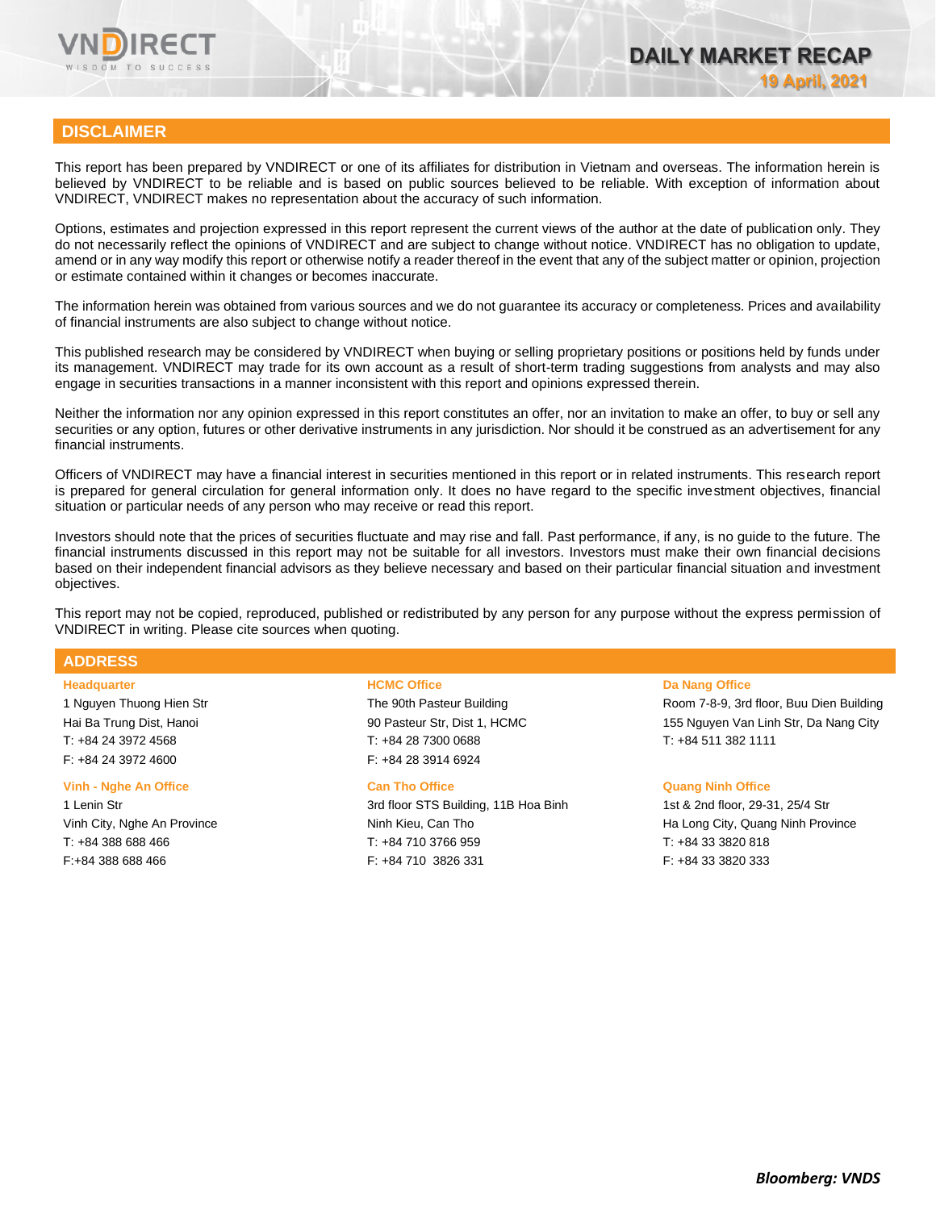## DISCLAIMER

This report has been prepared by VNDIRECT or one of its affiliates for distribution in Vietnam and overseas. The information herein is believed by VNDIRECT to be reliable and is based on public sources believed to be reliable. With exception of information about VNDIRECT, VNDIRECT makes no representation about the accuracy of such information.

Options, estimates and projection expressed in this report represent the current views of the author at the date of publication only. They do not necessarily reflect the opinions of VNDIRECT and are subject to change without notice. VNDIRECT has no obligation to update, amend or in any way modify this report or otherwise notify a reader thereof in the event that any of the subject matter or opinion, projection or estimate contained within it changes or becomes inaccurate.

The information herein was obtained from various sources and we do not guarantee its accuracy or completeness. Prices and availability of financial instruments are also subject to change without notice.

This published research may be considered by VNDIRECT when buying or selling proprietary positions or positions held by funds under its management. VNDIRECT may trade for its own account as a result of short-term trading suggestions from analysts and may also engage in securities transactions in a manner inconsistent with this report and opinions expressed therein.

Neither the information nor any opinion expressed in this report constitutes an offer, nor an invitation to make an offer, to buy or sell any securities or any option, futures or other derivative instruments in any jurisdiction. Nor should it be construed as an advertisement for any financial instruments.

Officers of VNDIRECT may have a financial interest in securities mentioned in this report or in related instruments. This research report is prepared for general circulation for general information only. It does no have regard to the specific investment objectives, financial situation or particular needs of any person who may receive or read this report.

Investors should note that the prices of securities fluctuate and may rise and fall. Past performance, if any, is no guide to the future. The financial instruments discussed in this report may not be suitable for all investors. Investors must make their own financial decisions based on their independent financial advisors as they believe necessary and based on their particular financial situation and investment objectives.

This report may not be copied, reproduced, published or redistributed by any person for any purpose without the express permission of VNDIRECT in writing. Please cite sources when quoting.

## ADDRESS

**Headquarter**
1 Nguyen Thuong Hien Str
Hai Ba Trung Dist, Hanoi
T: +84 24 3972 4568
F: +84 24 3972 4600

**HCMC Office**
The 90th Pasteur Building
90 Pasteur Str, Dist 1, HCMC
T: +84 28 7300 0688
F: +84 28 3914 6924

**Da Nang Office**
Room 7-8-9, 3rd floor, Buu Dien Building
155 Nguyen Van Linh Str, Da Nang City
T: +84 511 382 1111

**Vinh - Nghe An Office**
1 Lenin Str
Vinh City, Nghe An Province
T: +84 388 688 466
F:+84 388 688 466

**Can Tho Office**
3rd floor STS Building, 11B Hoa Binh
Ninh Kieu, Can Tho
T: +84 710 3766 959
F: +84 710 3826 331

**Quang Ninh Office**
1st & 2nd floor, 29-31, 25/4 Str
Ha Long City, Quang Ninh Province
T: +84 33 3820 818
F: +84 33 3820 333